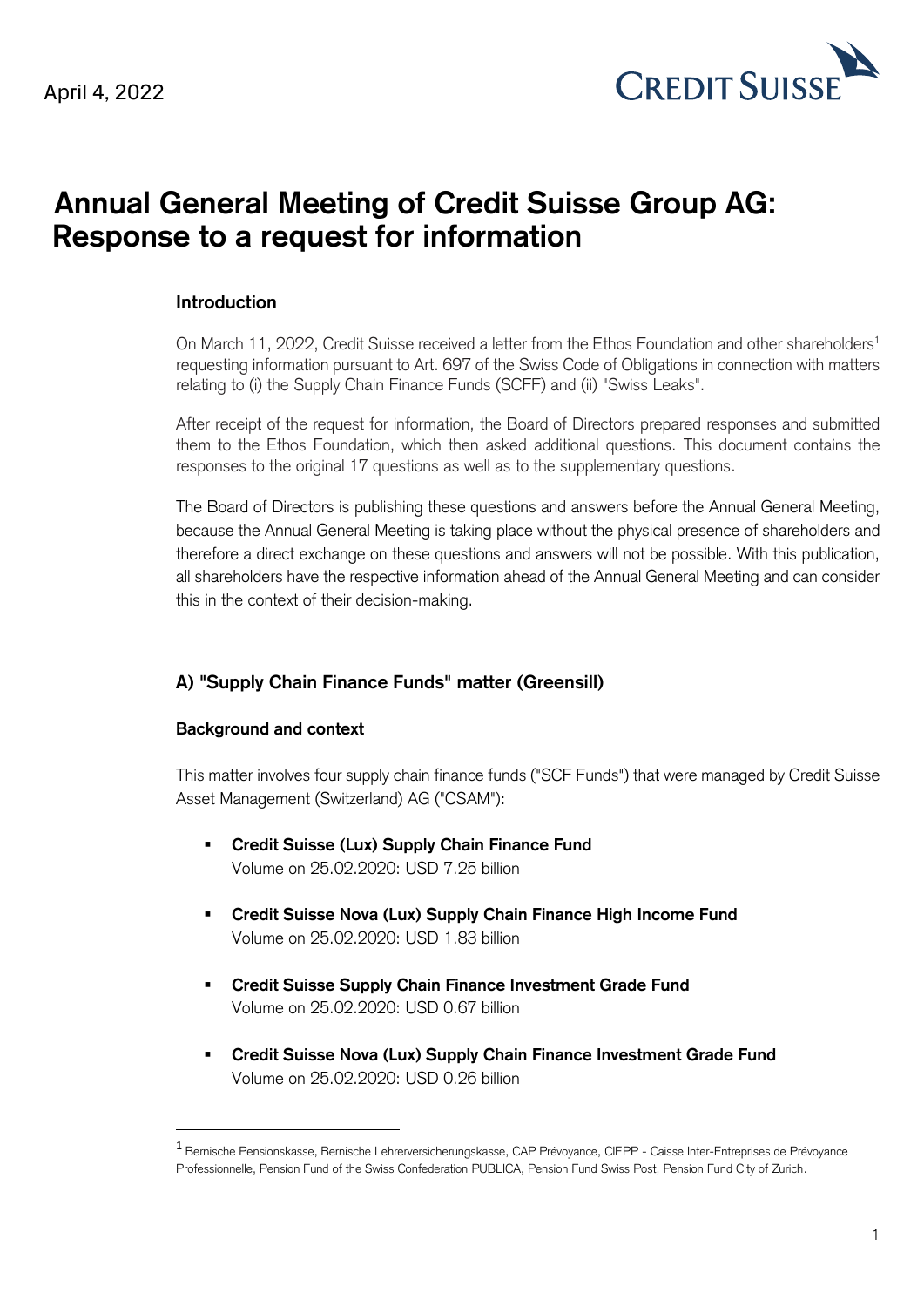April 4, 2022

# Annual General Meeting of Credit Suisse Group AG: Response to a request for information

### Introduction

On March 11, 2022, Credit Suisse received a letter from the Ethos Foundation and other shareholders[1] requesting information pursuant to Art. 697 of the Swiss Code of Obligations in connection with matters relating to (i) the Supply Chain Finance Funds (SCFF) and (ii) "Swiss Leaks".

After receipt of the request for information, the Board of Directors prepared responses and submitted them to the Ethos Foundation, which then asked additional questions. This document contains the responses to the original 17 questions as well as to the supplementary questions.

The Board of Directors is publishing these questions and answers before the Annual General Meeting, because the Annual General Meeting is taking place without the physical presence of shareholders and therefore a direct exchange on these questions and answers will not be possible. With this publication, all shareholders have the respective information ahead of the Annual General Meeting and can consider this in the context of their decision-making.

## A) "Supply Chain Finance Funds" matter (Greensill)

### Background and context

This matter involves four supply chain finance funds ("SCF Funds") that were managed by Credit Suisse Asset Management (Switzerland) AG ("CSAM"):

- **Credit Suisse (Lux) Supply Chain Finance Fund**
  Volume on 25.02.2020: USD 7.25 billion
- **Credit Suisse Nova (Lux) Supply Chain Finance High Income Fund**
  Volume on 25.02.2020: USD 1.83 billion
- **Credit Suisse Supply Chain Finance Investment Grade Fund**
  Volume on 25.02.2020: USD 0.67 billion
- **Credit Suisse Nova (Lux) Supply Chain Finance Investment Grade Fund**
  Volume on 25.02.2020: USD 0.26 billion

---

[1] Bernische Pensionskasse, Bernische Lehrerversicherungskasse, CAP Prévoyance, CIEPP - Caisse Inter-Entreprises de Prévoyance Professionnelle, Pension Fund of the Swiss Confederation PUBLICA, Pension Fund Swiss Post, Pension Fund City of Zurich.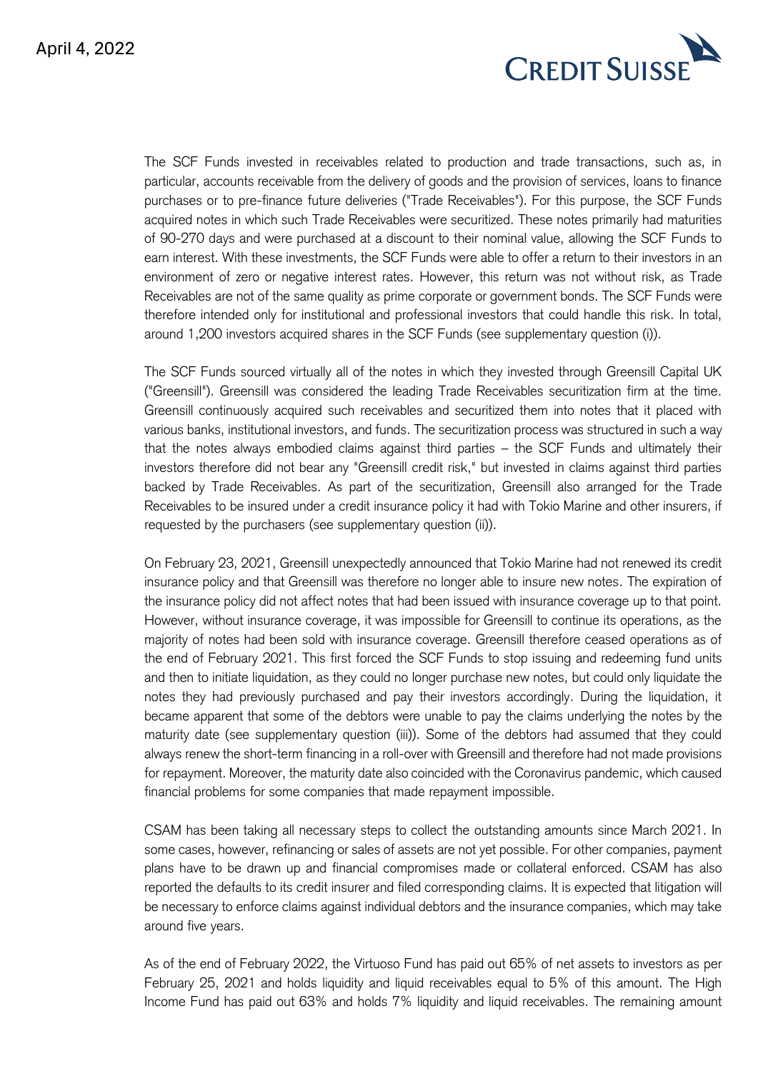The SCF Funds invested in receivables related to production and trade transactions, such as, in particular, accounts receivable from the delivery of goods and the provision of services, loans to finance purchases or to pre-finance future deliveries ("Trade Receivables"). For this purpose, the SCF Funds acquired notes in which such Trade Receivables were securitized. These notes primarily had maturities of 90-270 days and were purchased at a discount to their nominal value, allowing the SCF Funds to earn interest. With these investments, the SCF Funds were able to offer a return to their investors in an environment of zero or negative interest rates. However, this return was not without risk, as Trade Receivables are not of the same quality as prime corporate or government bonds. The SCF Funds were therefore intended only for institutional and professional investors that could handle this risk. In total, around 1,200 investors acquired shares in the SCF Funds (see supplementary question (i)).

The SCF Funds sourced virtually all of the notes in which they invested through Greensill Capital UK ("Greensill"). Greensill was considered the leading Trade Receivables securitization firm at the time. Greensill continuously acquired such receivables and securitized them into notes that it placed with various banks, institutional investors, and funds. The securitization process was structured in such a way that the notes always embodied claims against third parties – the SCF Funds and ultimately their investors therefore did not bear any "Greensill credit risk," but invested in claims against third parties backed by Trade Receivables. As part of the securitization, Greensill also arranged for the Trade Receivables to be insured under a credit insurance policy it had with Tokio Marine and other insurers, if requested by the purchasers (see supplementary question (ii)).

On February 23, 2021, Greensill unexpectedly announced that Tokio Marine had not renewed its credit insurance policy and that Greensill was therefore no longer able to insure new notes. The expiration of the insurance policy did not affect notes that had been issued with insurance coverage up to that point. However, without insurance coverage, it was impossible for Greensill to continue its operations, as the majority of notes had been sold with insurance coverage. Greensill therefore ceased operations as of the end of February 2021. This first forced the SCF Funds to stop issuing and redeeming fund units and then to initiate liquidation, as they could no longer purchase new notes, but could only liquidate the notes they had previously purchased and pay their investors accordingly. During the liquidation, it became apparent that some of the debtors were unable to pay the claims underlying the notes by the maturity date (see supplementary question (iii)). Some of the debtors had assumed that they could always renew the short-term financing in a roll-over with Greensill and therefore had not made provisions for repayment. Moreover, the maturity date also coincided with the Coronavirus pandemic, which caused financial problems for some companies that made repayment impossible.

CSAM has been taking all necessary steps to collect the outstanding amounts since March 2021. In some cases, however, refinancing or sales of assets are not yet possible. For other companies, payment plans have to be drawn up and financial compromises made or collateral enforced. CSAM has also reported the defaults to its credit insurer and filed corresponding claims. It is expected that litigation will be necessary to enforce claims against individual debtors and the insurance companies, which may take around five years.

As of the end of February 2022, the Virtuoso Fund has paid out 65% of net assets to investors as per February 25, 2021 and holds liquidity and liquid receivables equal to 5% of this amount. The High Income Fund has paid out 63% and holds 7% liquidity and liquid receivables. The remaining amount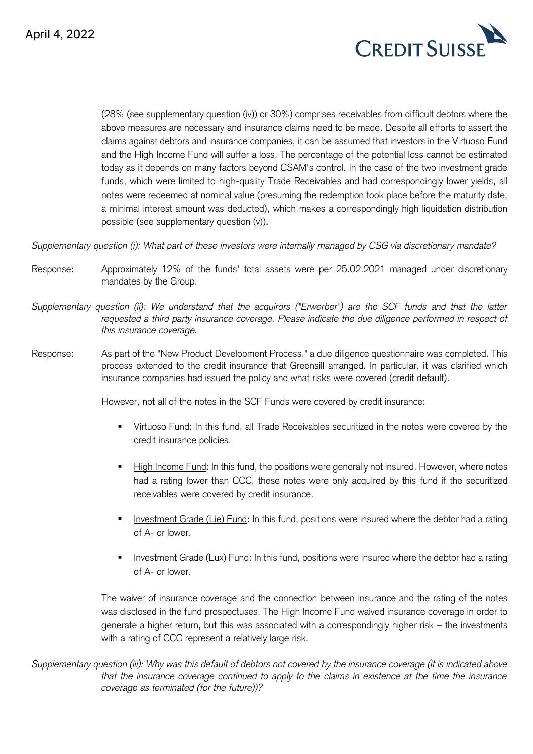(28% (see supplementary question (iv)) or 30%) comprises receivables from difficult debtors where the above measures are necessary and insurance claims need to be made. Despite all efforts to assert the claims against debtors and insurance companies, it can be assumed that investors in the Virtuoso Fund and the High Income Fund will suffer a loss. The percentage of the potential loss cannot be estimated today as it depends on many factors beyond CSAM's control. In the case of the two investment grade funds, which were limited to high-quality Trade Receivables and had correspondingly lower yields, all notes were redeemed at nominal value (presuming the redemption took place before the maturity date, a minimal interest amount was deducted), which makes a correspondingly high liquidation distribution possible (see supplementary question (v)).

*Supplementary question (i): What part of these investors were internally managed by CSG via discretionary mandate?*

Response: Approximately 12% of the funds' total assets were per 25.02.2021 managed under discretionary mandates by the Group.

*Supplementary question (ii): We understand that the acquirors ("Erwerber") are the SCF funds and that the latter requested a third party insurance coverage. Please indicate the due diligence performed in respect of this insurance coverage.*

Response: As part of the "New Product Development Process," a due diligence questionnaire was completed. This process extended to the credit insurance that Greensill arranged. In particular, it was clarified which insurance companies had issued the policy and what risks were covered (credit default).

However, not all of the notes in the SCF Funds were covered by credit insurance:

- <u>Virtuoso Fund</u>: In this fund, all Trade Receivables securitized in the notes were covered by the credit insurance policies.
- <u>High Income Fund</u>: In this fund, the positions were generally not insured. However, where notes had a rating lower than CCC, these notes were only acquired by this fund if the securitized receivables were covered by credit insurance.
- <u>Investment Grade (Lie) Fund</u>: In this fund, positions were insured where the debtor had a rating of A- or lower.
- <u>Investment Grade (Lux) Fund: In this fund, positions were insured where the debtor had a rating</u> of A- or lower.

The waiver of insurance coverage and the connection between insurance and the rating of the notes was disclosed in the fund prospectuses. The High Income Fund waived insurance coverage in order to generate a higher return, but this was associated with a correspondingly higher risk – the investments with a rating of CCC represent a relatively large risk.

*Supplementary question (iii): Why was this default of debtors not covered by the insurance coverage (it is indicated above that the insurance coverage continued to apply to the claims in existence at the time the insurance coverage as terminated (for the future))?*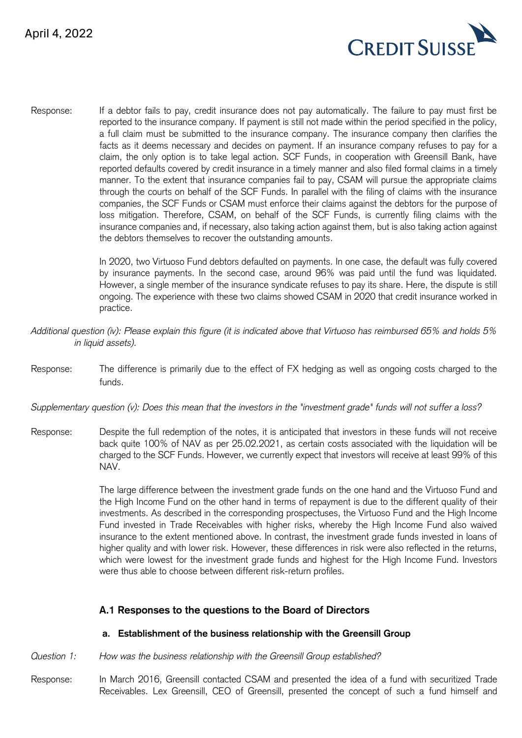Response: If a debtor fails to pay, credit insurance does not pay automatically. The failure to pay must first be reported to the insurance company. If payment is still not made within the period specified in the policy, a full claim must be submitted to the insurance company. The insurance company then clarifies the facts as it deems necessary and decides on payment. If an insurance company refuses to pay for a claim, the only option is to take legal action. SCF Funds, in cooperation with Greensill Bank, have reported defaults covered by credit insurance in a timely manner and also filed formal claims in a timely manner. To the extent that insurance companies fail to pay, CSAM will pursue the appropriate claims through the courts on behalf of the SCF Funds. In parallel with the filing of claims with the insurance companies, the SCF Funds or CSAM must enforce their claims against the debtors for the purpose of loss mitigation. Therefore, CSAM, on behalf of the SCF Funds, is currently filing claims with the insurance companies and, if necessary, also taking action against them, but is also taking action against the debtors themselves to recover the outstanding amounts.

In 2020, two Virtuoso Fund debtors defaulted on payments. In one case, the default was fully covered by insurance payments. In the second case, around 96% was paid until the fund was liquidated. However, a single member of the insurance syndicate refuses to pay its share. Here, the dispute is still ongoing. The experience with these two claims showed CSAM in 2020 that credit insurance worked in practice.

*Additional question (iv): Please explain this figure (it is indicated above that Virtuoso has reimbursed 65% and holds 5% in liquid assets).*

Response: The difference is primarily due to the effect of FX hedging as well as ongoing costs charged to the funds.

*Supplementary question (v): Does this mean that the investors in the "investment grade" funds will not suffer a loss?*

Response: Despite the full redemption of the notes, it is anticipated that investors in these funds will not receive back quite 100% of NAV as per 25.02.2021, as certain costs associated with the liquidation will be charged to the SCF Funds. However, we currently expect that investors will receive at least 99% of this NAV.

The large difference between the investment grade funds on the one hand and the Virtuoso Fund and the High Income Fund on the other hand in terms of repayment is due to the different quality of their investments. As described in the corresponding prospectuses, the Virtuoso Fund and the High Income Fund invested in Trade Receivables with higher risks, whereby the High Income Fund also waived insurance to the extent mentioned above. In contrast, the investment grade funds invested in loans of higher quality and with lower risk. However, these differences in risk were also reflected in the returns, which were lowest for the investment grade funds and highest for the High Income Fund. Investors were thus able to choose between different risk-return profiles.

## A.1 Responses to the questions to the Board of Directors

### a. Establishment of the business relationship with the Greensill Group

*Question 1: How was the business relationship with the Greensill Group established?*

Response: In March 2016, Greensill contacted CSAM and presented the idea of a fund with securitized Trade Receivables. Lex Greensill, CEO of Greensill, presented the concept of such a fund himself and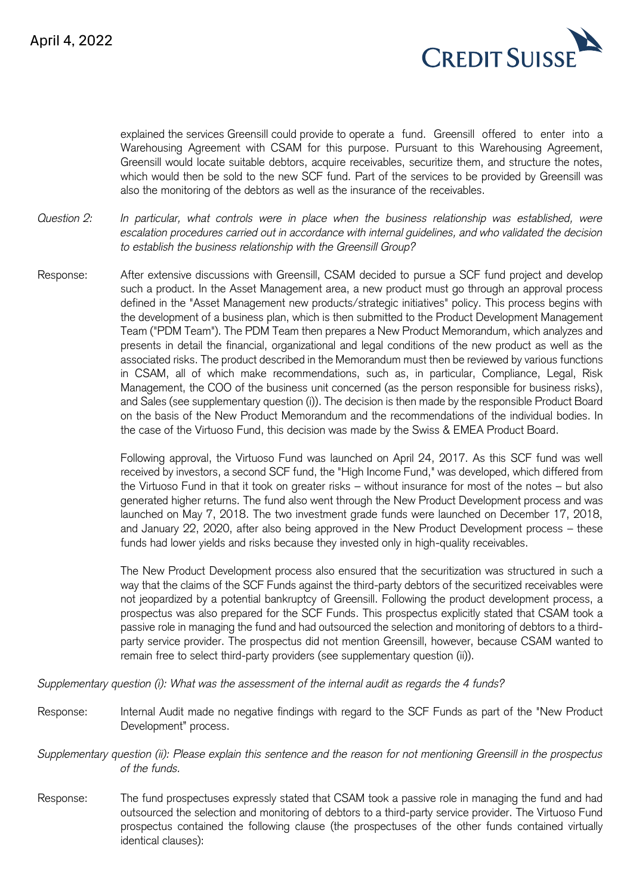explained the services Greensill could provide to operate a fund. Greensill offered to enter into a Warehousing Agreement with CSAM for this purpose. Pursuant to this Warehousing Agreement, Greensill would locate suitable debtors, acquire receivables, securitize them, and structure the notes, which would then be sold to the new SCF fund. Part of the services to be provided by Greensill was also the monitoring of the debtors as well as the insurance of the receivables.

*Question 2: In particular, what controls were in place when the business relationship was established, were escalation procedures carried out in accordance with internal guidelines, and who validated the decision to establish the business relationship with the Greensill Group?*

Response: After extensive discussions with Greensill, CSAM decided to pursue a SCF fund project and develop such a product. In the Asset Management area, a new product must go through an approval process defined in the "Asset Management new products/strategic initiatives" policy. This process begins with the development of a business plan, which is then submitted to the Product Development Management Team ("PDM Team"). The PDM Team then prepares a New Product Memorandum, which analyzes and presents in detail the financial, organizational and legal conditions of the new product as well as the associated risks. The product described in the Memorandum must then be reviewed by various functions in CSAM, all of which make recommendations, such as, in particular, Compliance, Legal, Risk Management, the COO of the business unit concerned (as the person responsible for business risks), and Sales (see supplementary question (i)). The decision is then made by the responsible Product Board on the basis of the New Product Memorandum and the recommendations of the individual bodies. In the case of the Virtuoso Fund, this decision was made by the Swiss & EMEA Product Board.

Following approval, the Virtuoso Fund was launched on April 24, 2017. As this SCF fund was well received by investors, a second SCF fund, the "High Income Fund," was developed, which differed from the Virtuoso Fund in that it took on greater risks – without insurance for most of the notes – but also generated higher returns. The fund also went through the New Product Development process and was launched on May 7, 2018. The two investment grade funds were launched on December 17, 2018, and January 22, 2020, after also being approved in the New Product Development process – these funds had lower yields and risks because they invested only in high-quality receivables.

The New Product Development process also ensured that the securitization was structured in such a way that the claims of the SCF Funds against the third-party debtors of the securitized receivables were not jeopardized by a potential bankruptcy of Greensill. Following the product development process, a prospectus was also prepared for the SCF Funds. This prospectus explicitly stated that CSAM took a passive role in managing the fund and had outsourced the selection and monitoring of debtors to a third-party service provider. The prospectus did not mention Greensill, however, because CSAM wanted to remain free to select third-party providers (see supplementary question (ii)).

*Supplementary question (i): What was the assessment of the internal audit as regards the 4 funds?*

Response: Internal Audit made no negative findings with regard to the SCF Funds as part of the "New Product Development" process.

*Supplementary question (ii): Please explain this sentence and the reason for not mentioning Greensill in the prospectus of the funds.*

Response: The fund prospectuses expressly stated that CSAM took a passive role in managing the fund and had outsourced the selection and monitoring of debtors to a third-party service provider. The Virtuoso Fund prospectus contained the following clause (the prospectuses of the other funds contained virtually identical clauses):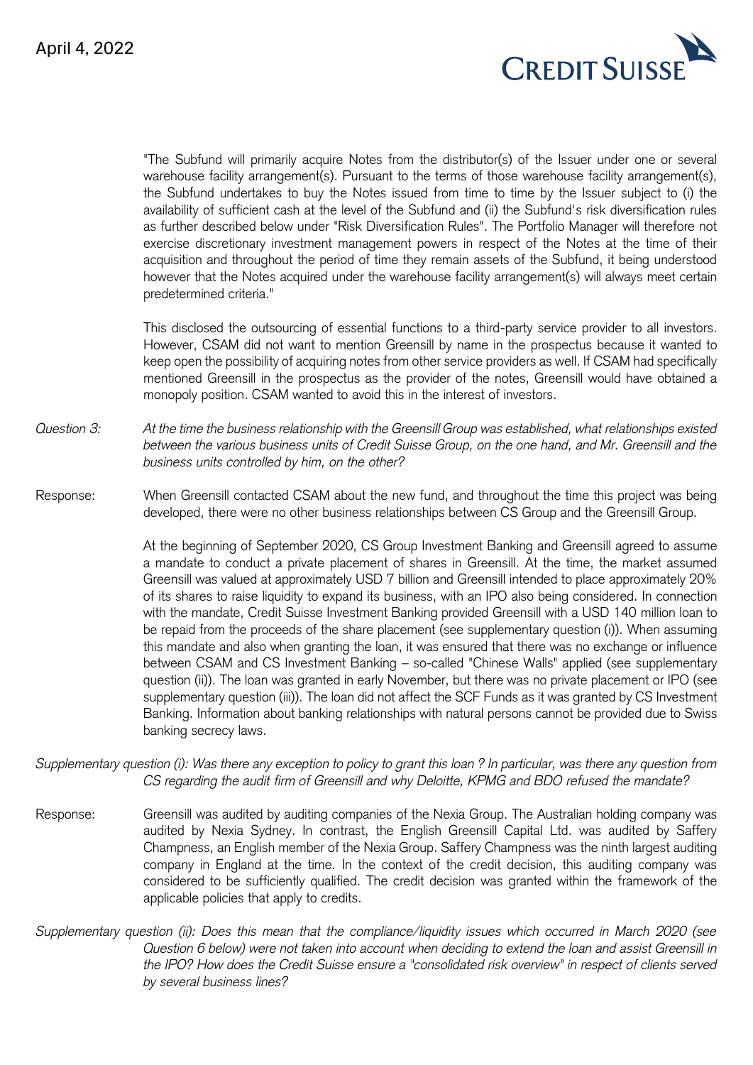"The Subfund will primarily acquire Notes from the distributor(s) of the Issuer under one or several warehouse facility arrangement(s). Pursuant to the terms of those warehouse facility arrangement(s), the Subfund undertakes to buy the Notes issued from time to time by the Issuer subject to (i) the availability of sufficient cash at the level of the Subfund and (ii) the Subfund's risk diversification rules as further described below under "Risk Diversification Rules". The Portfolio Manager will therefore not exercise discretionary investment management powers in respect of the Notes at the time of their acquisition and throughout the period of time they remain assets of the Subfund, it being understood however that the Notes acquired under the warehouse facility arrangement(s) will always meet certain predetermined criteria."

This disclosed the outsourcing of essential functions to a third-party service provider to all investors. However, CSAM did not want to mention Greensill by name in the prospectus because it wanted to keep open the possibility of acquiring notes from other service providers as well. If CSAM had specifically mentioned Greensill in the prospectus as the provider of the notes, Greensill would have obtained a monopoly position. CSAM wanted to avoid this in the interest of investors.

*Question 3:* *At the time the business relationship with the Greensill Group was established, what relationships existed between the various business units of Credit Suisse Group, on the one hand, and Mr. Greensill and the business units controlled by him, on the other?*

Response: When Greensill contacted CSAM about the new fund, and throughout the time this project was being developed, there were no other business relationships between CS Group and the Greensill Group.

At the beginning of September 2020, CS Group Investment Banking and Greensill agreed to assume a mandate to conduct a private placement of shares in Greensill. At the time, the market assumed Greensill was valued at approximately USD 7 billion and Greensill intended to place approximately 20% of its shares to raise liquidity to expand its business, with an IPO also being considered. In connection with the mandate, Credit Suisse Investment Banking provided Greensill with a USD 140 million loan to be repaid from the proceeds of the share placement (see supplementary question (i)). When assuming this mandate and also when granting the loan, it was ensured that there was no exchange or influence between CSAM and CS Investment Banking – so-called "Chinese Walls" applied (see supplementary question (ii)). The loan was granted in early November, but there was no private placement or IPO (see supplementary question (iii)). The loan did not affect the SCF Funds as it was granted by CS Investment Banking. Information about banking relationships with natural persons cannot be provided due to Swiss banking secrecy laws.

*Supplementary question (i): Was there any exception to policy to grant this loan ? In particular, was there any question from CS regarding the audit firm of Greensill and why Deloitte, KPMG and BDO refused the mandate?*

Response: Greensill was audited by auditing companies of the Nexia Group. The Australian holding company was audited by Nexia Sydney. In contrast, the English Greensill Capital Ltd. was audited by Saffery Champness, an English member of the Nexia Group. Saffery Champness was the ninth largest auditing company in England at the time. In the context of the credit decision, this auditing company was considered to be sufficiently qualified. The credit decision was granted within the framework of the applicable policies that apply to credits.

*Supplementary question (ii): Does this mean that the compliance/liquidity issues which occurred in March 2020 (see Question 6 below) were not taken into account when deciding to extend the loan and assist Greensill in the IPO? How does the Credit Suisse ensure a "consolidated risk overview" in respect of clients served by several business lines?*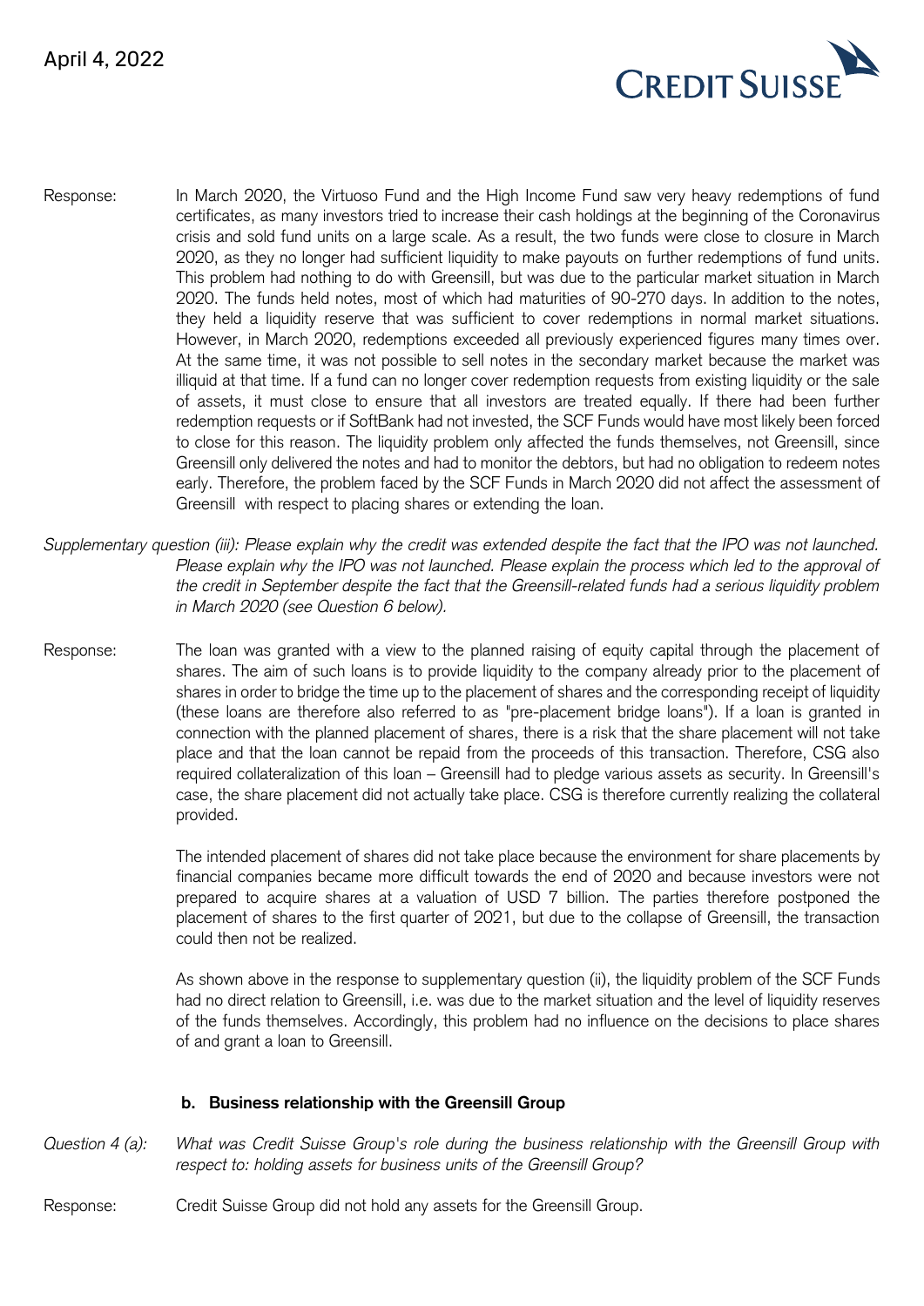Response: In March 2020, the Virtuoso Fund and the High Income Fund saw very heavy redemptions of fund certificates, as many investors tried to increase their cash holdings at the beginning of the Coronavirus crisis and sold fund units on a large scale. As a result, the two funds were close to closure in March 2020, as they no longer had sufficient liquidity to make payouts on further redemptions of fund units. This problem had nothing to do with Greensill, but was due to the particular market situation in March 2020. The funds held notes, most of which had maturities of 90-270 days. In addition to the notes, they held a liquidity reserve that was sufficient to cover redemptions in normal market situations. However, in March 2020, redemptions exceeded all previously experienced figures many times over. At the same time, it was not possible to sell notes in the secondary market because the market was illiquid at that time. If a fund can no longer cover redemption requests from existing liquidity or the sale of assets, it must close to ensure that all investors are treated equally. If there had been further redemption requests or if SoftBank had not invested, the SCF Funds would have most likely been forced to close for this reason. The liquidity problem only affected the funds themselves, not Greensill, since Greensill only delivered the notes and had to monitor the debtors, but had no obligation to redeem notes early. Therefore, the problem faced by the SCF Funds in March 2020 did not affect the assessment of Greensill with respect to placing shares or extending the loan.

*Supplementary question (iii): Please explain why the credit was extended despite the fact that the IPO was not launched. Please explain why the IPO was not launched. Please explain the process which led to the approval of the credit in September despite the fact that the Greensill-related funds had a serious liquidity problem in March 2020 (see Question 6 below).*

Response: The loan was granted with a view to the planned raising of equity capital through the placement of shares. The aim of such loans is to provide liquidity to the company already prior to the placement of shares in order to bridge the time up to the placement of shares and the corresponding receipt of liquidity (these loans are therefore also referred to as "pre-placement bridge loans"). If a loan is granted in connection with the planned placement of shares, there is a risk that the share placement will not take place and that the loan cannot be repaid from the proceeds of this transaction. Therefore, CSG also required collateralization of this loan – Greensill had to pledge various assets as security. In Greensill's case, the share placement did not actually take place. CSG is therefore currently realizing the collateral provided.

The intended placement of shares did not take place because the environment for share placements by financial companies became more difficult towards the end of 2020 and because investors were not prepared to acquire shares at a valuation of USD 7 billion. The parties therefore postponed the placement of shares to the first quarter of 2021, but due to the collapse of Greensill, the transaction could then not be realized.

As shown above in the response to supplementary question (ii), the liquidity problem of the SCF Funds had no direct relation to Greensill, i.e. was due to the market situation and the level of liquidity reserves of the funds themselves. Accordingly, this problem had no influence on the decisions to place shares of and grant a loan to Greensill.

### b. Business relationship with the Greensill Group

*Question 4 (a): What was Credit Suisse Group's role during the business relationship with the Greensill Group with respect to: holding assets for business units of the Greensill Group?*

Response: Credit Suisse Group did not hold any assets for the Greensill Group.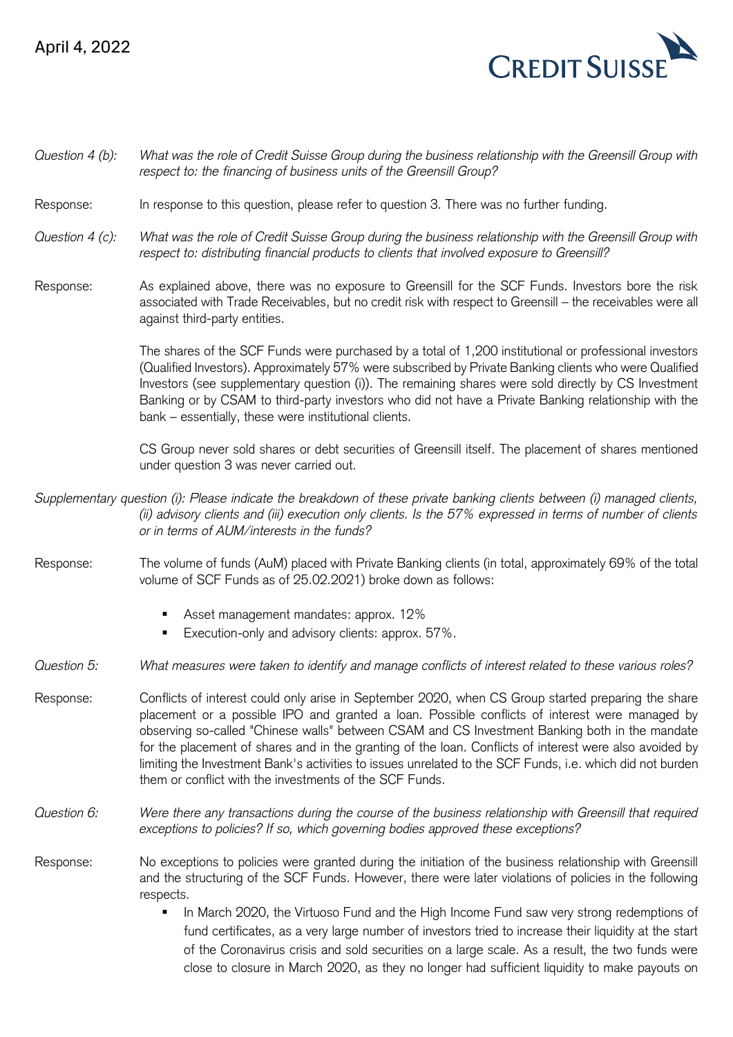*Question 4 (b):* *What was the role of Credit Suisse Group during the business relationship with the Greensill Group with respect to: the financing of business units of the Greensill Group?*

Response: In response to this question, please refer to question 3. There was no further funding.

*Question 4 (c):* *What was the role of Credit Suisse Group during the business relationship with the Greensill Group with respect to: distributing financial products to clients that involved exposure to Greensill?*

Response: As explained above, there was no exposure to Greensill for the SCF Funds. Investors bore the risk associated with Trade Receivables, but no credit risk with respect to Greensill – the receivables were all against third-party entities.

The shares of the SCF Funds were purchased by a total of 1,200 institutional or professional investors (Qualified Investors). Approximately 57% were subscribed by Private Banking clients who were Qualified Investors (see supplementary question (i)). The remaining shares were sold directly by CS Investment Banking or by CSAM to third-party investors who did not have a Private Banking relationship with the bank – essentially, these were institutional clients.

CS Group never sold shares or debt securities of Greensill itself. The placement of shares mentioned under question 3 was never carried out.

*Supplementary question (i): Please indicate the breakdown of these private banking clients between (i) managed clients, (ii) advisory clients and (iii) execution only clients. Is the 57% expressed in terms of number of clients or in terms of AUM/interests in the funds?*

Response: The volume of funds (AuM) placed with Private Banking clients (in total, approximately 69% of the total volume of SCF Funds as of 25.02.2021) broke down as follows:

- Asset management mandates: approx. 12%
- Execution-only and advisory clients: approx. 57%.

*Question 5:* *What measures were taken to identify and manage conflicts of interest related to these various roles?*

Response: Conflicts of interest could only arise in September 2020, when CS Group started preparing the share placement or a possible IPO and granted a loan. Possible conflicts of interest were managed by observing so-called "Chinese walls" between CSAM and CS Investment Banking both in the mandate for the placement of shares and in the granting of the loan. Conflicts of interest were also avoided by limiting the Investment Bank's activities to issues unrelated to the SCF Funds, i.e. which did not burden them or conflict with the investments of the SCF Funds.

*Question 6:* *Were there any transactions during the course of the business relationship with Greensill that required exceptions to policies? If so, which governing bodies approved these exceptions?*

Response: No exceptions to policies were granted during the initiation of the business relationship with Greensill and the structuring of the SCF Funds. However, there were later violations of policies in the following respects.

- In March 2020, the Virtuoso Fund and the High Income Fund saw very strong redemptions of fund certificates, as a very large number of investors tried to increase their liquidity at the start of the Coronavirus crisis and sold securities on a large scale. As a result, the two funds were close to closure in March 2020, as they no longer had sufficient liquidity to make payouts on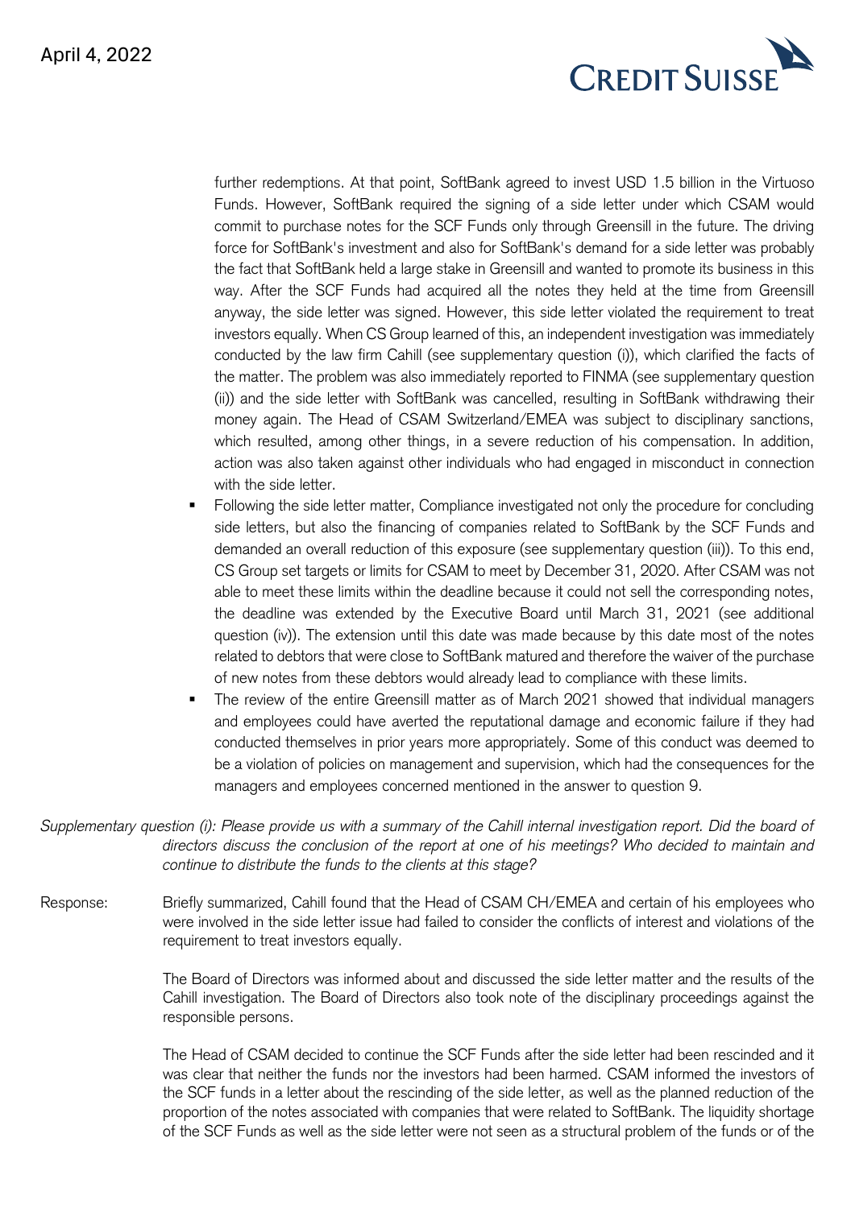further redemptions. At that point, SoftBank agreed to invest USD 1.5 billion in the Virtuoso Funds. However, SoftBank required the signing of a side letter under which CSAM would commit to purchase notes for the SCF Funds only through Greensill in the future. The driving force for SoftBank's investment and also for SoftBank's demand for a side letter was probably the fact that SoftBank held a large stake in Greensill and wanted to promote its business in this way. After the SCF Funds had acquired all the notes they held at the time from Greensill anyway, the side letter was signed. However, this side letter violated the requirement to treat investors equally. When CS Group learned of this, an independent investigation was immediately conducted by the law firm Cahill (see supplementary question (i)), which clarified the facts of the matter. The problem was also immediately reported to FINMA (see supplementary question (ii)) and the side letter with SoftBank was cancelled, resulting in SoftBank withdrawing their money again. The Head of CSAM Switzerland/EMEA was subject to disciplinary sanctions, which resulted, among other things, in a severe reduction of his compensation. In addition, action was also taken against other individuals who had engaged in misconduct in connection with the side letter.

- Following the side letter matter, Compliance investigated not only the procedure for concluding side letters, but also the financing of companies related to SoftBank by the SCF Funds and demanded an overall reduction of this exposure (see supplementary question (iii)). To this end, CS Group set targets or limits for CSAM to meet by December 31, 2020. After CSAM was not able to meet these limits within the deadline because it could not sell the corresponding notes, the deadline was extended by the Executive Board until March 31, 2021 (see additional question (iv)). The extension until this date was made because by this date most of the notes related to debtors that were close to SoftBank matured and therefore the waiver of the purchase of new notes from these debtors would already lead to compliance with these limits.
- The review of the entire Greensill matter as of March 2021 showed that individual managers and employees could have averted the reputational damage and economic failure if they had conducted themselves in prior years more appropriately. Some of this conduct was deemed to be a violation of policies on management and supervision, which had the consequences for the managers and employees concerned mentioned in the answer to question 9.

*Supplementary question (i): Please provide us with a summary of the Cahill internal investigation report. Did the board of directors discuss the conclusion of the report at one of his meetings? Who decided to maintain and continue to distribute the funds to the clients at this stage?*

Response: Briefly summarized, Cahill found that the Head of CSAM CH/EMEA and certain of his employees who were involved in the side letter issue had failed to consider the conflicts of interest and violations of the requirement to treat investors equally.

The Board of Directors was informed about and discussed the side letter matter and the results of the Cahill investigation. The Board of Directors also took note of the disciplinary proceedings against the responsible persons.

The Head of CSAM decided to continue the SCF Funds after the side letter had been rescinded and it was clear that neither the funds nor the investors had been harmed. CSAM informed the investors of the SCF funds in a letter about the rescinding of the side letter, as well as the planned reduction of the proportion of the notes associated with companies that were related to SoftBank. The liquidity shortage of the SCF Funds as well as the side letter were not seen as a structural problem of the funds or of the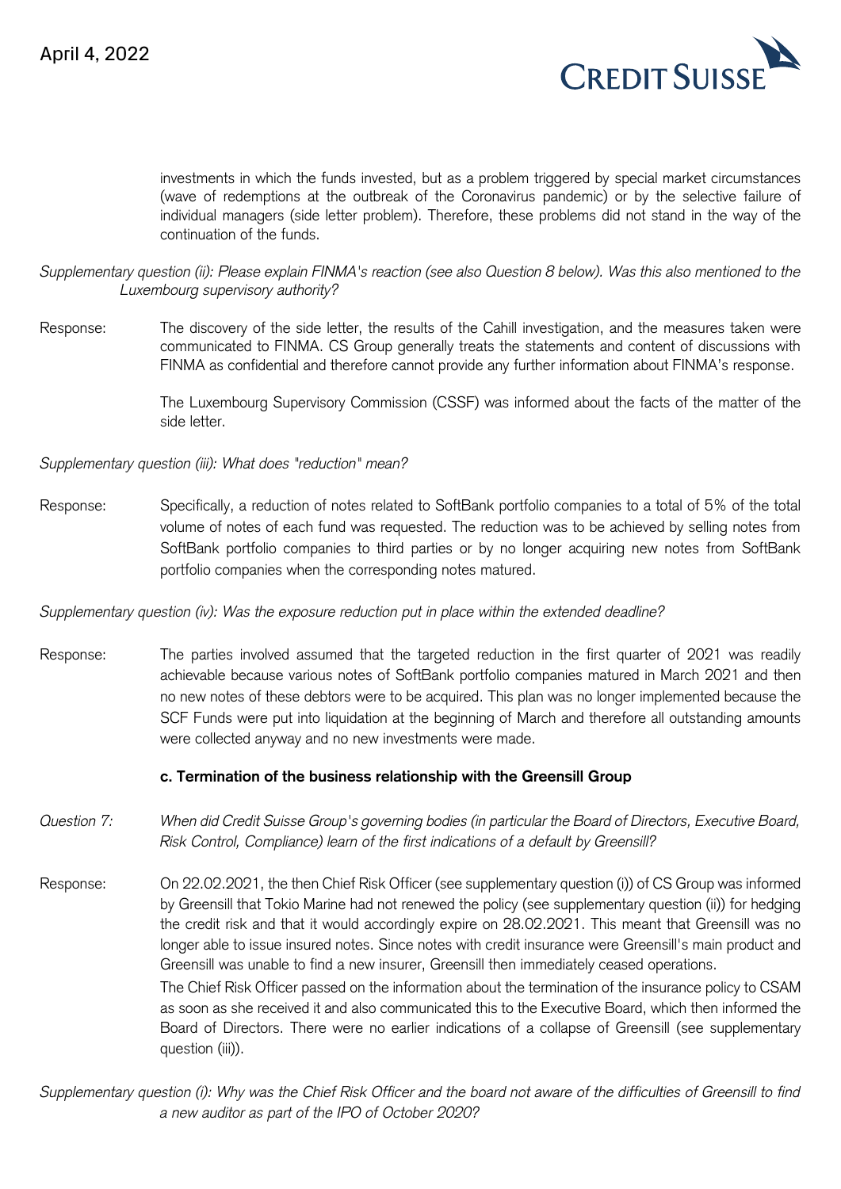investments in which the funds invested, but as a problem triggered by special market circumstances (wave of redemptions at the outbreak of the Coronavirus pandemic) or by the selective failure of individual managers (side letter problem). Therefore, these problems did not stand in the way of the continuation of the funds.

*Supplementary question (ii): Please explain FINMA's reaction (see also Question 8 below). Was this also mentioned to the Luxembourg supervisory authority?*

Response: The discovery of the side letter, the results of the Cahill investigation, and the measures taken were communicated to FINMA. CS Group generally treats the statements and content of discussions with FINMA as confidential and therefore cannot provide any further information about FINMA's response.

The Luxembourg Supervisory Commission (CSSF) was informed about the facts of the matter of the side letter.

*Supplementary question (iii): What does "reduction" mean?*

Response: Specifically, a reduction of notes related to SoftBank portfolio companies to a total of 5% of the total volume of notes of each fund was requested. The reduction was to be achieved by selling notes from SoftBank portfolio companies to third parties or by no longer acquiring new notes from SoftBank portfolio companies when the corresponding notes matured.

*Supplementary question (iv): Was the exposure reduction put in place within the extended deadline?*

Response: The parties involved assumed that the targeted reduction in the first quarter of 2021 was readily achievable because various notes of SoftBank portfolio companies matured in March 2021 and then no new notes of these debtors were to be acquired. This plan was no longer implemented because the SCF Funds were put into liquidation at the beginning of March and therefore all outstanding amounts were collected anyway and no new investments were made.

**c. Termination of the business relationship with the Greensill Group**

Question 7: *When did Credit Suisse Group's governing bodies (in particular the Board of Directors, Executive Board, Risk Control, Compliance) learn of the first indications of a default by Greensill?*

Response: On 22.02.2021, the then Chief Risk Officer (see supplementary question (i)) of CS Group was informed by Greensill that Tokio Marine had not renewed the policy (see supplementary question (ii)) for hedging the credit risk and that it would accordingly expire on 28.02.2021. This meant that Greensill was no longer able to issue insured notes. Since notes with credit insurance were Greensill's main product and Greensill was unable to find a new insurer, Greensill then immediately ceased operations.

The Chief Risk Officer passed on the information about the termination of the insurance policy to CSAM as soon as she received it and also communicated this to the Executive Board, which then informed the Board of Directors. There were no earlier indications of a collapse of Greensill (see supplementary question (iii)).

*Supplementary question (i): Why was the Chief Risk Officer and the board not aware of the difficulties of Greensill to find a new auditor as part of the IPO of October 2020?*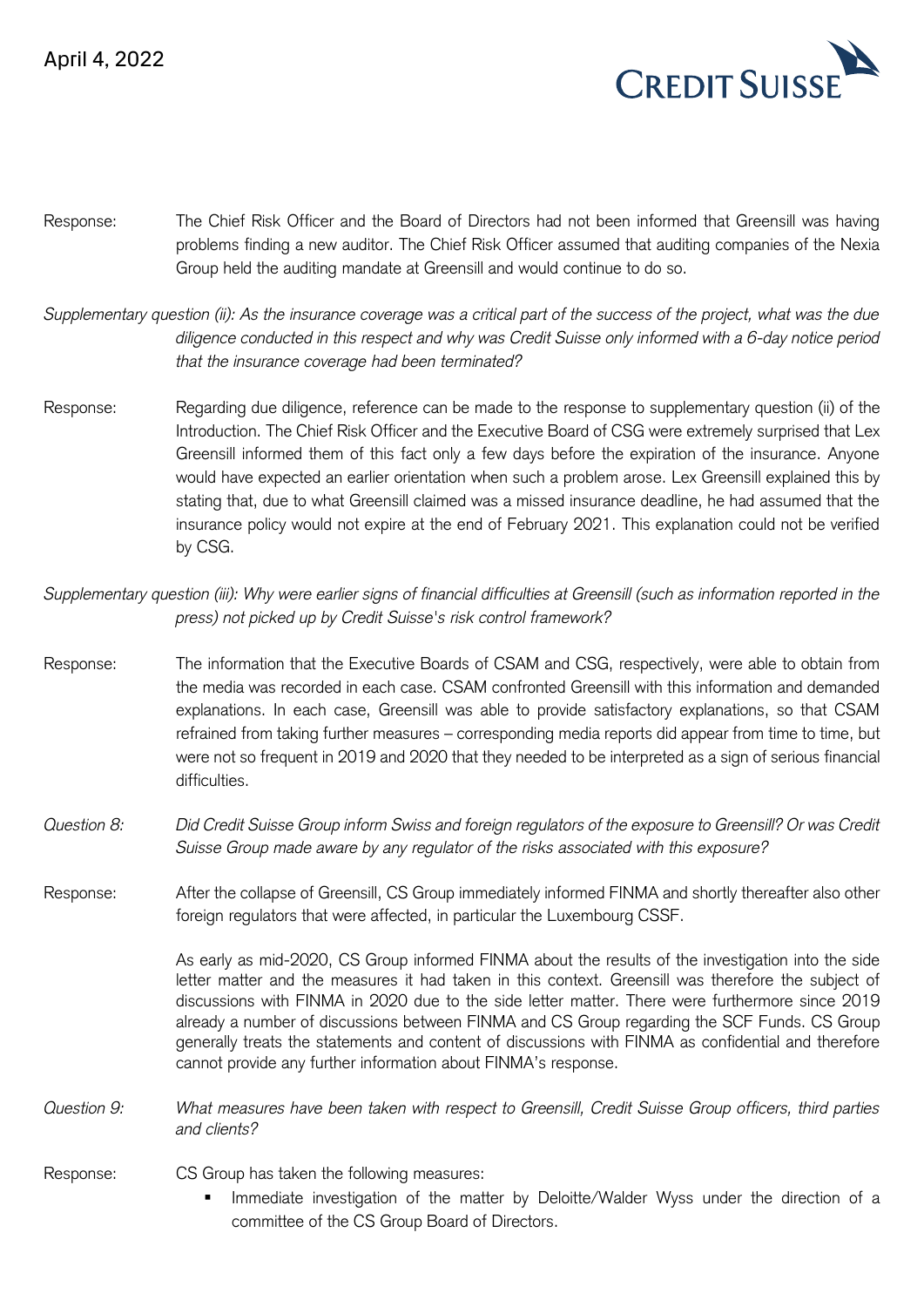Response: The Chief Risk Officer and the Board of Directors had not been informed that Greensill was having problems finding a new auditor. The Chief Risk Officer assumed that auditing companies of the Nexia Group held the auditing mandate at Greensill and would continue to do so.

*Supplementary question (ii): As the insurance coverage was a critical part of the success of the project, what was the due diligence conducted in this respect and why was Credit Suisse only informed with a 6-day notice period that the insurance coverage had been terminated?*

Response: Regarding due diligence, reference can be made to the response to supplementary question (ii) of the Introduction. The Chief Risk Officer and the Executive Board of CSG were extremely surprised that Lex Greensill informed them of this fact only a few days before the expiration of the insurance. Anyone would have expected an earlier orientation when such a problem arose. Lex Greensill explained this by stating that, due to what Greensill claimed was a missed insurance deadline, he had assumed that the insurance policy would not expire at the end of February 2021. This explanation could not be verified by CSG.

*Supplementary question (iii): Why were earlier signs of financial difficulties at Greensill (such as information reported in the press) not picked up by Credit Suisse's risk control framework?*

Response: The information that the Executive Boards of CSAM and CSG, respectively, were able to obtain from the media was recorded in each case. CSAM confronted Greensill with this information and demanded explanations. In each case, Greensill was able to provide satisfactory explanations, so that CSAM refrained from taking further measures – corresponding media reports did appear from time to time, but were not so frequent in 2019 and 2020 that they needed to be interpreted as a sign of serious financial difficulties.

*Question 8: Did Credit Suisse Group inform Swiss and foreign regulators of the exposure to Greensill? Or was Credit Suisse Group made aware by any regulator of the risks associated with this exposure?*

Response: After the collapse of Greensill, CS Group immediately informed FINMA and shortly thereafter also other foreign regulators that were affected, in particular the Luxembourg CSSF.

As early as mid-2020, CS Group informed FINMA about the results of the investigation into the side letter matter and the measures it had taken in this context. Greensill was therefore the subject of discussions with FINMA in 2020 due to the side letter matter. There were furthermore since 2019 already a number of discussions between FINMA and CS Group regarding the SCF Funds. CS Group generally treats the statements and content of discussions with FINMA as confidential and therefore cannot provide any further information about FINMA's response.

*Question 9: What measures have been taken with respect to Greensill, Credit Suisse Group officers, third parties and clients?*

Response: CS Group has taken the following measures:

- Immediate investigation of the matter by Deloitte/Walder Wyss under the direction of a committee of the CS Group Board of Directors.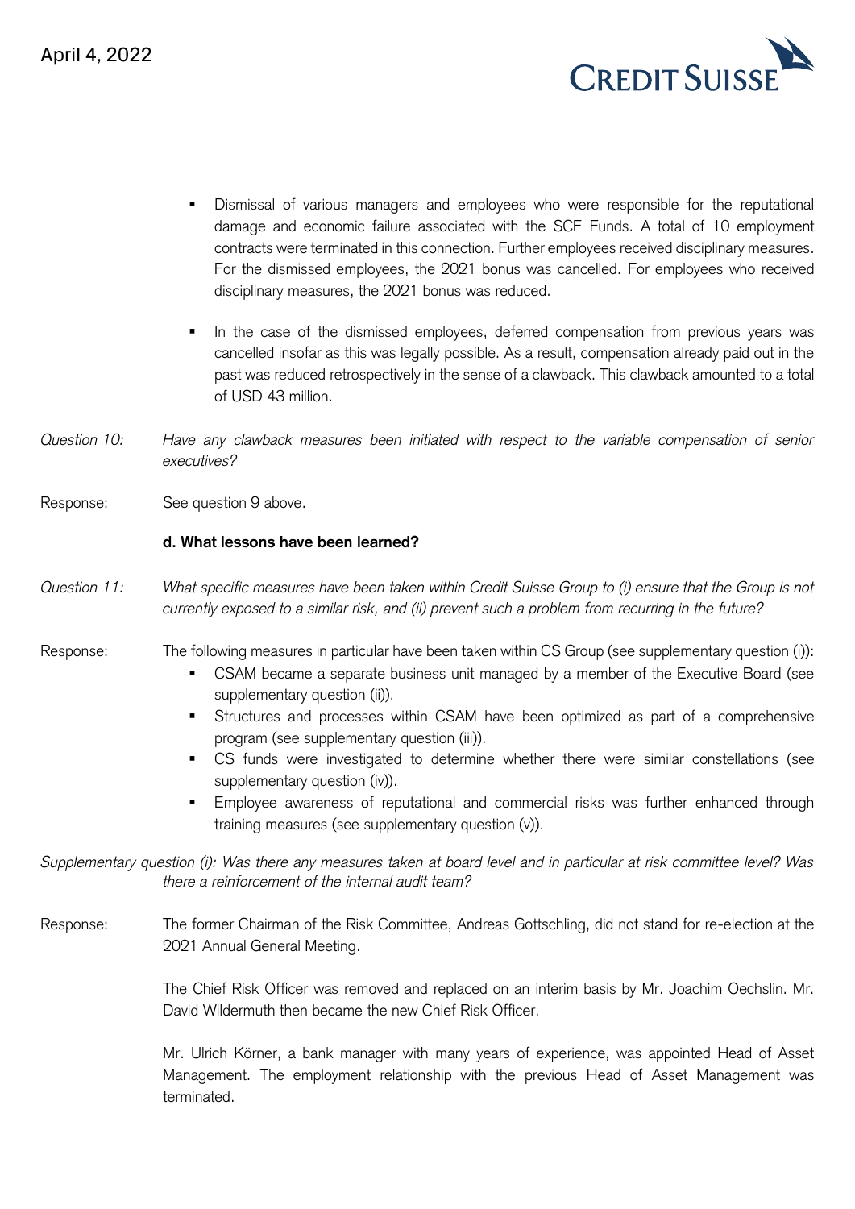- Dismissal of various managers and employees who were responsible for the reputational damage and economic failure associated with the SCF Funds. A total of 10 employment contracts were terminated in this connection. Further employees received disciplinary measures. For the dismissed employees, the 2021 bonus was cancelled. For employees who received disciplinary measures, the 2021 bonus was reduced.

- In the case of the dismissed employees, deferred compensation from previous years was cancelled insofar as this was legally possible. As a result, compensation already paid out in the past was reduced retrospectively in the sense of a clawback. This clawback amounted to a total of USD 43 million.

*Question 10:* *Have any clawback measures been initiated with respect to the variable compensation of senior executives?*

Response: See question 9 above.

**d. What lessons have been learned?**

*Question 11:* *What specific measures have been taken within Credit Suisse Group to (i) ensure that the Group is not currently exposed to a similar risk, and (ii) prevent such a problem from recurring in the future?*

Response: The following measures in particular have been taken within CS Group (see supplementary question (i)):

- CSAM became a separate business unit managed by a member of the Executive Board (see supplementary question (ii)).
- Structures and processes within CSAM have been optimized as part of a comprehensive program (see supplementary question (iii)).
- CS funds were investigated to determine whether there were similar constellations (see supplementary question (iv)).
- Employee awareness of reputational and commercial risks was further enhanced through training measures (see supplementary question (v)).

*Supplementary question (i): Was there any measures taken at board level and in particular at risk committee level? Was there a reinforcement of the internal audit team?*

Response: The former Chairman of the Risk Committee, Andreas Gottschling, did not stand for re-election at the 2021 Annual General Meeting.

The Chief Risk Officer was removed and replaced on an interim basis by Mr. Joachim Oechslin. Mr. David Wildermuth then became the new Chief Risk Officer.

Mr. Ulrich Körner, a bank manager with many years of experience, was appointed Head of Asset Management. The employment relationship with the previous Head of Asset Management was terminated.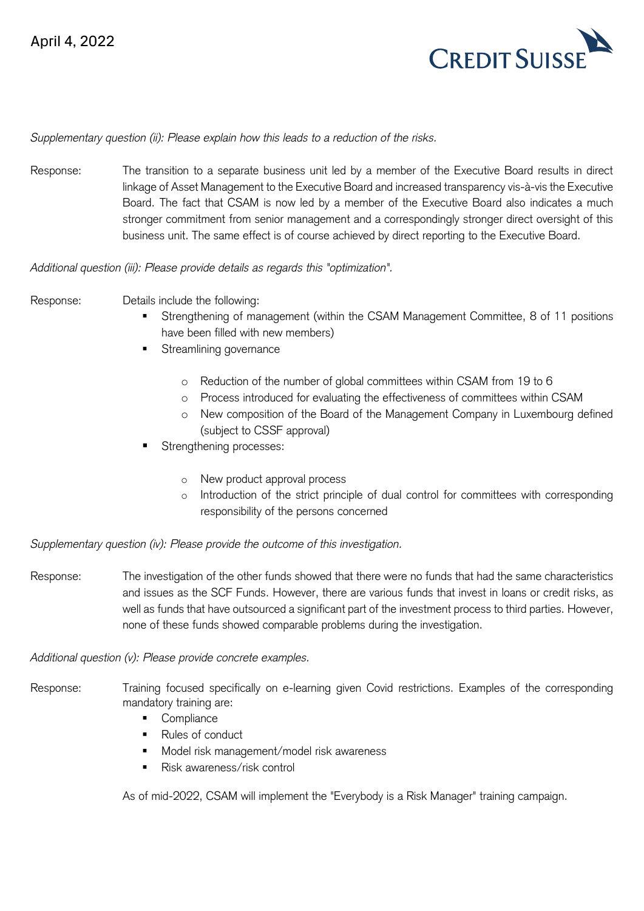*Supplementary question (ii): Please explain how this leads to a reduction of the risks.*

Response: The transition to a separate business unit led by a member of the Executive Board results in direct linkage of Asset Management to the Executive Board and increased transparency vis-à-vis the Executive Board. The fact that CSAM is now led by a member of the Executive Board also indicates a much stronger commitment from senior management and a correspondingly stronger direct oversight of this business unit. The same effect is of course achieved by direct reporting to the Executive Board.

*Additional question (iii): Please provide details as regards this "optimization".*

Response: Details include the following:

- Strengthening of management (within the CSAM Management Committee, 8 of 11 positions have been filled with new members)
- Streamlining governance
  - Reduction of the number of global committees within CSAM from 19 to 6
  - Process introduced for evaluating the effectiveness of committees within CSAM
  - New composition of the Board of the Management Company in Luxembourg defined (subject to CSSF approval)
- Strengthening processes:
  - New product approval process
  - Introduction of the strict principle of dual control for committees with corresponding responsibility of the persons concerned

*Supplementary question (iv): Please provide the outcome of this investigation.*

Response: The investigation of the other funds showed that there were no funds that had the same characteristics and issues as the SCF Funds. However, there are various funds that invest in loans or credit risks, as well as funds that have outsourced a significant part of the investment process to third parties. However, none of these funds showed comparable problems during the investigation.

*Additional question (v): Please provide concrete examples.*

Response: Training focused specifically on e-learning given Covid restrictions. Examples of the corresponding mandatory training are:

- Compliance
- Rules of conduct
- Model risk management/model risk awareness
- Risk awareness/risk control

As of mid-2022, CSAM will implement the "Everybody is a Risk Manager" training campaign.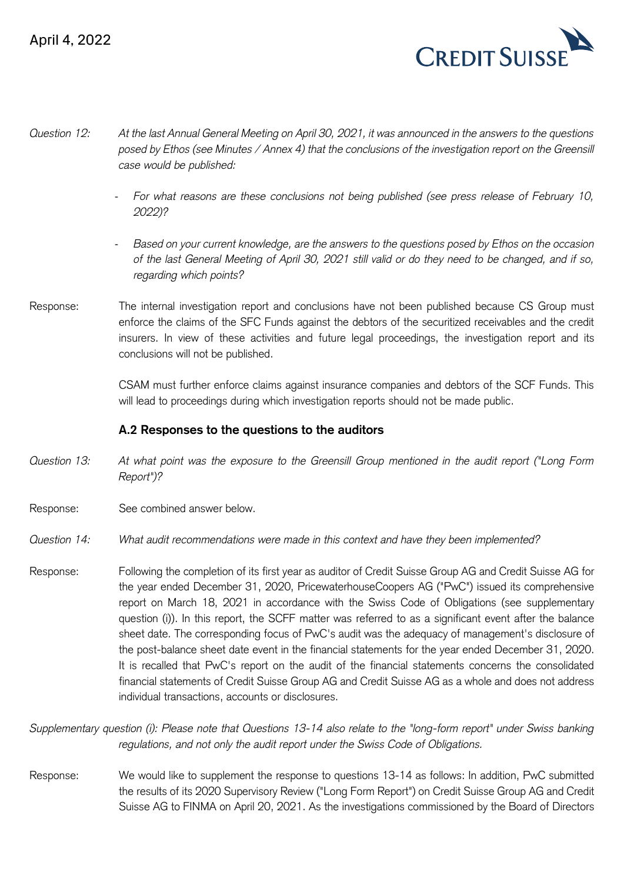*Question 12:* *At the last Annual General Meeting on April 30, 2021, it was announced in the answers to the questions posed by Ethos (see Minutes / Annex 4) that the conclusions of the investigation report on the Greensill case would be published:*

- *For what reasons are these conclusions not being published (see press release of February 10, 2022)?*
- *Based on your current knowledge, are the answers to the questions posed by Ethos on the occasion of the last General Meeting of April 30, 2021 still valid or do they need to be changed, and if so, regarding which points?*

Response: The internal investigation report and conclusions have not been published because CS Group must enforce the claims of the SFC Funds against the debtors of the securitized receivables and the credit insurers. In view of these activities and future legal proceedings, the investigation report and its conclusions will not be published.

CSAM must further enforce claims against insurance companies and debtors of the SCF Funds. This will lead to proceedings during which investigation reports should not be made public.

**A.2 Responses to the questions to the auditors**

*Question 13:* *At what point was the exposure to the Greensill Group mentioned in the audit report ("Long Form Report")?*

Response: See combined answer below.

*Question 14:* *What audit recommendations were made in this context and have they been implemented?*

Response: Following the completion of its first year as auditor of Credit Suisse Group AG and Credit Suisse AG for the year ended December 31, 2020, PricewaterhouseCoopers AG ("PwC") issued its comprehensive report on March 18, 2021 in accordance with the Swiss Code of Obligations (see supplementary question (i)). In this report, the SCFF matter was referred to as a significant event after the balance sheet date. The corresponding focus of PwC's audit was the adequacy of management's disclosure of the post-balance sheet date event in the financial statements for the year ended December 31, 2020. It is recalled that PwC's report on the audit of the financial statements concerns the consolidated financial statements of Credit Suisse Group AG and Credit Suisse AG as a whole and does not address individual transactions, accounts or disclosures.

*Supplementary question (i): Please note that Questions 13-14 also relate to the "long-form report" under Swiss banking regulations, and not only the audit report under the Swiss Code of Obligations.*

Response: We would like to supplement the response to questions 13-14 as follows: In addition, PwC submitted the results of its 2020 Supervisory Review ("Long Form Report") on Credit Suisse Group AG and Credit Suisse AG to FINMA on April 20, 2021. As the investigations commissioned by the Board of Directors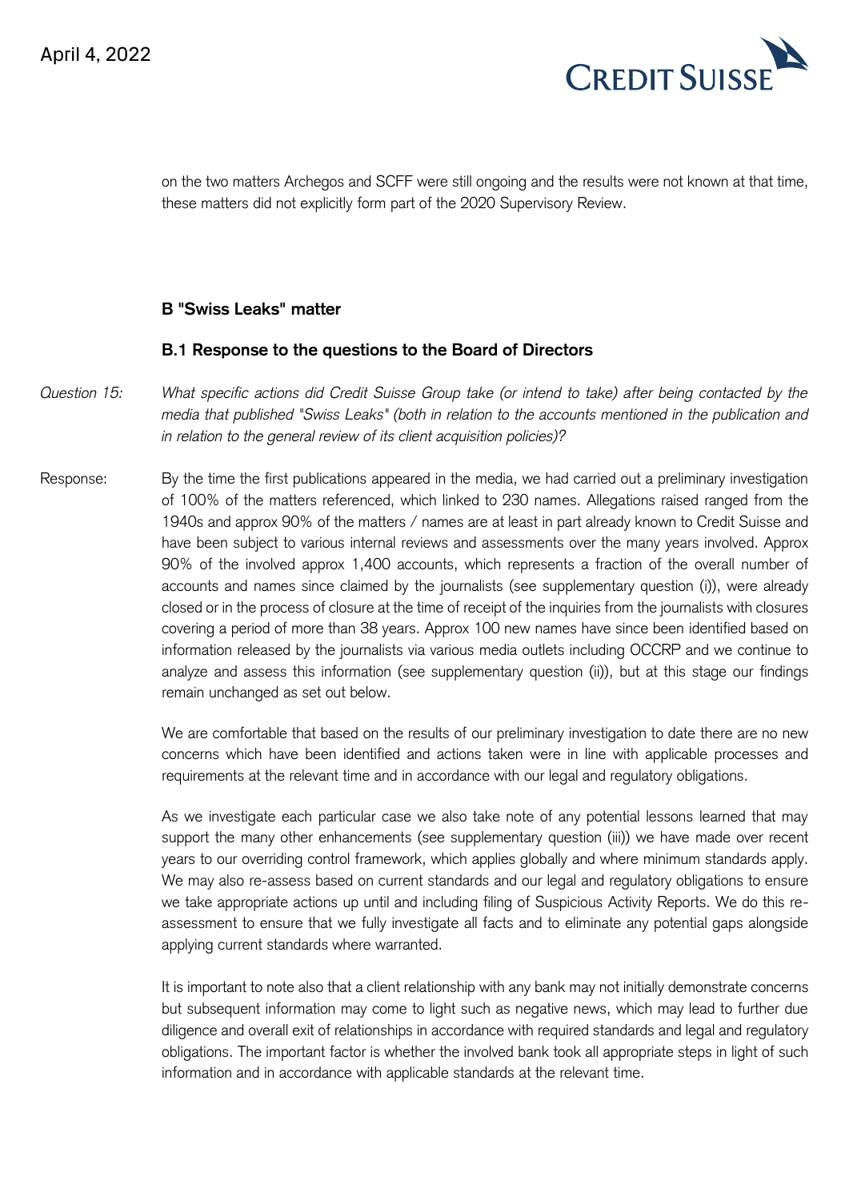on the two matters Archegos and SCFF were still ongoing and the results were not known at that time, these matters did not explicitly form part of the 2020 Supervisory Review.

## B "Swiss Leaks" matter

### B.1 Response to the questions to the Board of Directors

Question 15: *What specific actions did Credit Suisse Group take (or intend to take) after being contacted by the media that published "Swiss Leaks" (both in relation to the accounts mentioned in the publication and in relation to the general review of its client acquisition policies)?*

Response: By the time the first publications appeared in the media, we had carried out a preliminary investigation of 100% of the matters referenced, which linked to 230 names. Allegations raised ranged from the 1940s and approx 90% of the matters / names are at least in part already known to Credit Suisse and have been subject to various internal reviews and assessments over the many years involved. Approx 90% of the involved approx 1,400 accounts, which represents a fraction of the overall number of accounts and names since claimed by the journalists (see supplementary question (i)), were already closed or in the process of closure at the time of receipt of the inquiries from the journalists with closures covering a period of more than 38 years. Approx 100 new names have since been identified based on information released by the journalists via various media outlets including OCCRP and we continue to analyze and assess this information (see supplementary question (ii)), but at this stage our findings remain unchanged as set out below.

We are comfortable that based on the results of our preliminary investigation to date there are no new concerns which have been identified and actions taken were in line with applicable processes and requirements at the relevant time and in accordance with our legal and regulatory obligations.

As we investigate each particular case we also take note of any potential lessons learned that may support the many other enhancements (see supplementary question (iii)) we have made over recent years to our overriding control framework, which applies globally and where minimum standards apply. We may also re-assess based on current standards and our legal and regulatory obligations to ensure we take appropriate actions up until and including filing of Suspicious Activity Reports. We do this re-assessment to ensure that we fully investigate all facts and to eliminate any potential gaps alongside applying current standards where warranted.

It is important to note also that a client relationship with any bank may not initially demonstrate concerns but subsequent information may come to light such as negative news, which may lead to further due diligence and overall exit of relationships in accordance with required standards and legal and regulatory obligations. The important factor is whether the involved bank took all appropriate steps in light of such information and in accordance with applicable standards at the relevant time.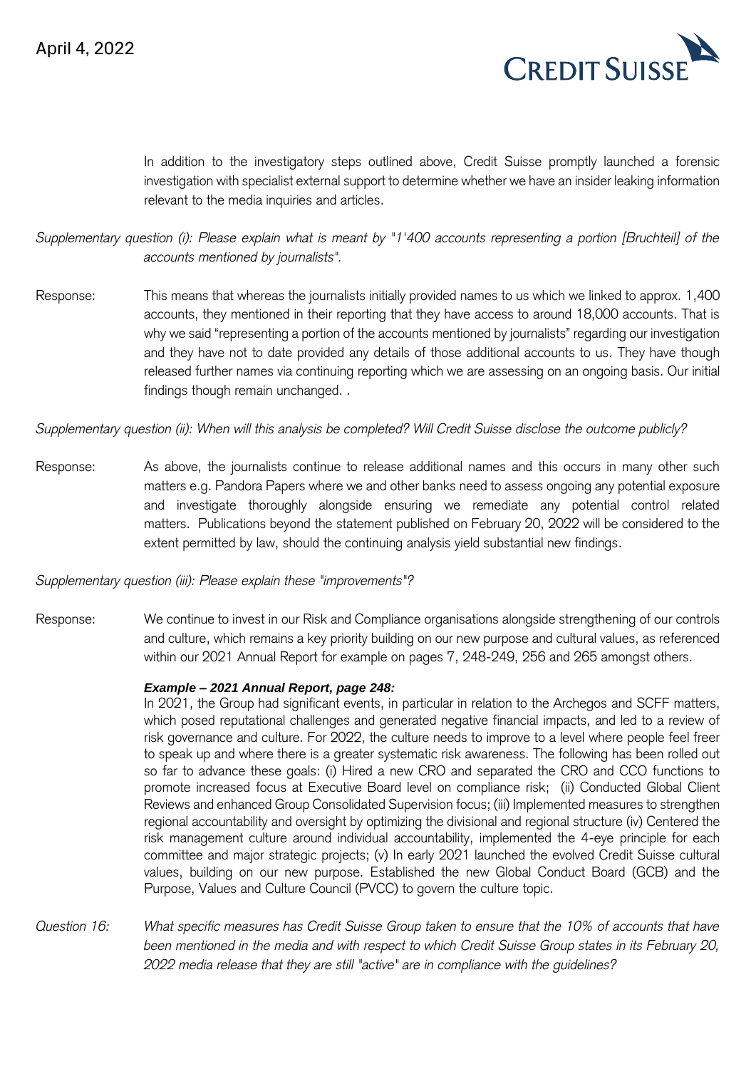In addition to the investigatory steps outlined above, Credit Suisse promptly launched a forensic investigation with specialist external support to determine whether we have an insider leaking information relevant to the media inquiries and articles.

*Supplementary question (i): Please explain what is meant by "1'400 accounts representing a portion [Bruchteil] of the accounts mentioned by journalists".*

Response: This means that whereas the journalists initially provided names to us which we linked to approx. 1,400 accounts, they mentioned in their reporting that they have access to around 18,000 accounts. That is why we said "representing a portion of the accounts mentioned by journalists" regarding our investigation and they have not to date provided any details of those additional accounts to us. They have though released further names via continuing reporting which we are assessing on an ongoing basis. Our initial findings though remain unchanged. .

*Supplementary question (ii): When will this analysis be completed? Will Credit Suisse disclose the outcome publicly?*

Response: As above, the journalists continue to release additional names and this occurs in many other such matters e.g. Pandora Papers where we and other banks need to assess ongoing any potential exposure and investigate thoroughly alongside ensuring we remediate any potential control related matters. Publications beyond the statement published on February 20, 2022 will be considered to the extent permitted by law, should the continuing analysis yield substantial new findings.

*Supplementary question (iii): Please explain these "improvements"?*

Response: We continue to invest in our Risk and Compliance organisations alongside strengthening of our controls and culture, which remains a key priority building on our new purpose and cultural values, as referenced within our 2021 Annual Report for example on pages 7, 248-249, 256 and 265 amongst others.

***Example – 2021 Annual Report, page 248:***

In 2021, the Group had significant events, in particular in relation to the Archegos and SCFF matters, which posed reputational challenges and generated negative financial impacts, and led to a review of risk governance and culture. For 2022, the culture needs to improve to a level where people feel freer to speak up and where there is a greater systematic risk awareness. The following has been rolled out so far to advance these goals: (i) Hired a new CRO and separated the CRO and CCO functions to promote increased focus at Executive Board level on compliance risk; (ii) Conducted Global Client Reviews and enhanced Group Consolidated Supervision focus; (iii) Implemented measures to strengthen regional accountability and oversight by optimizing the divisional and regional structure (iv) Centered the risk management culture around individual accountability, implemented the 4-eye principle for each committee and major strategic projects; (v) In early 2021 launched the evolved Credit Suisse cultural values, building on our new purpose. Established the new Global Conduct Board (GCB) and the Purpose, Values and Culture Council (PVCC) to govern the culture topic.

*Question 16: What specific measures has Credit Suisse Group taken to ensure that the 10% of accounts that have been mentioned in the media and with respect to which Credit Suisse Group states in its February 20, 2022 media release that they are still "active" are in compliance with the guidelines?*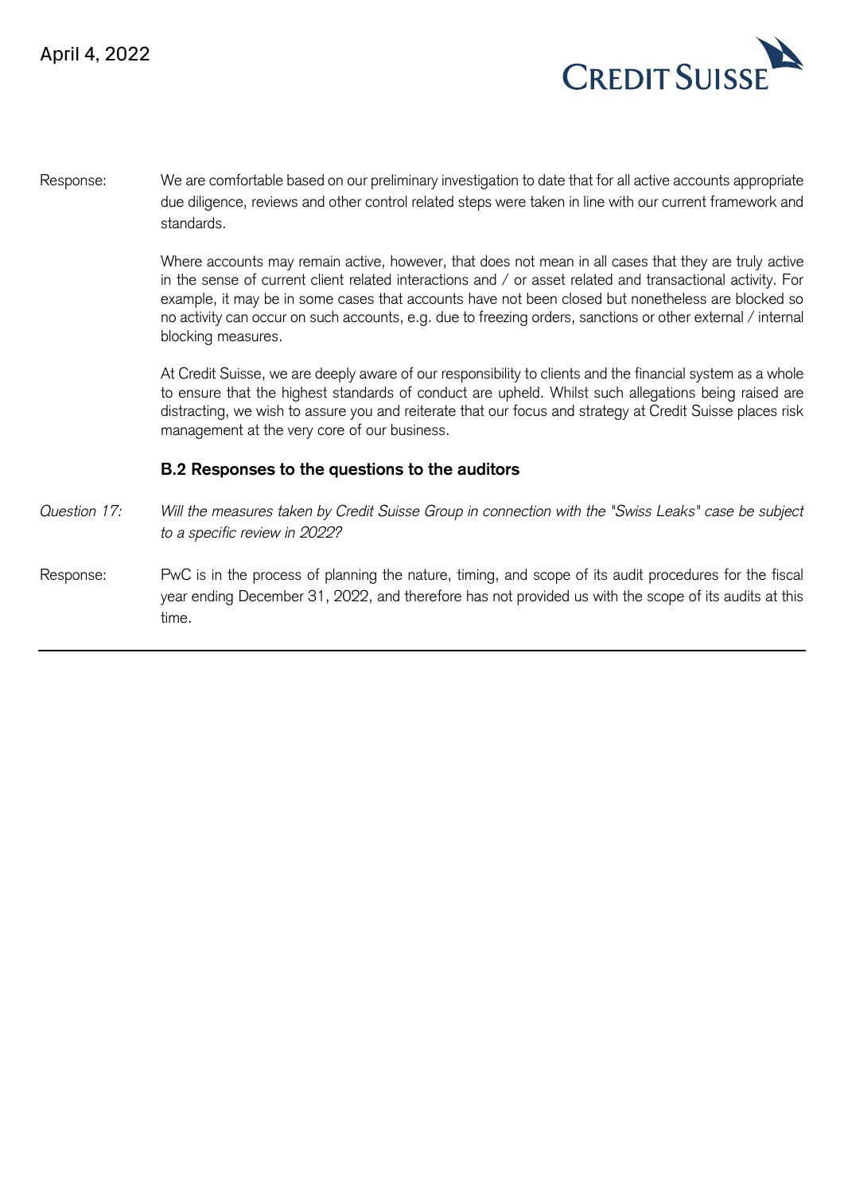Response: We are comfortable based on our preliminary investigation to date that for all active accounts appropriate due diligence, reviews and other control related steps were taken in line with our current framework and standards.

Where accounts may remain active, however, that does not mean in all cases that they are truly active in the sense of current client related interactions and / or asset related and transactional activity. For example, it may be in some cases that accounts have not been closed but nonetheless are blocked so no activity can occur on such accounts, e.g. due to freezing orders, sanctions or other external / internal blocking measures.

At Credit Suisse, we are deeply aware of our responsibility to clients and the financial system as a whole to ensure that the highest standards of conduct are upheld. Whilst such allegations being raised are distracting, we wish to assure you and reiterate that our focus and strategy at Credit Suisse places risk management at the very core of our business.

### B.2 Responses to the questions to the auditors

*Question 17: Will the measures taken by Credit Suisse Group in connection with the "Swiss Leaks" case be subject to a specific review in 2022?*

Response: PwC is in the process of planning the nature, timing, and scope of its audit procedures for the fiscal year ending December 31, 2022, and therefore has not provided us with the scope of its audits at this time.